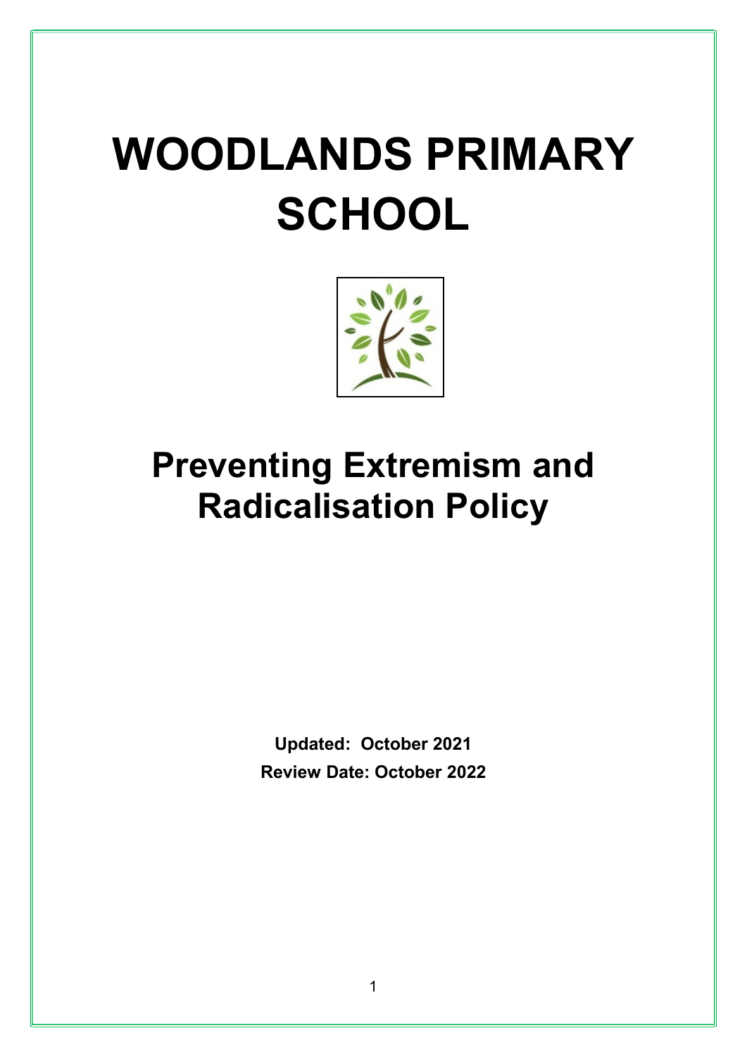# WOODLANDS PRIMARY SCHOOL

## Preventing Extremism and Radicalisation Policy

**Updated: October 2021**

**Review Date: October 2022**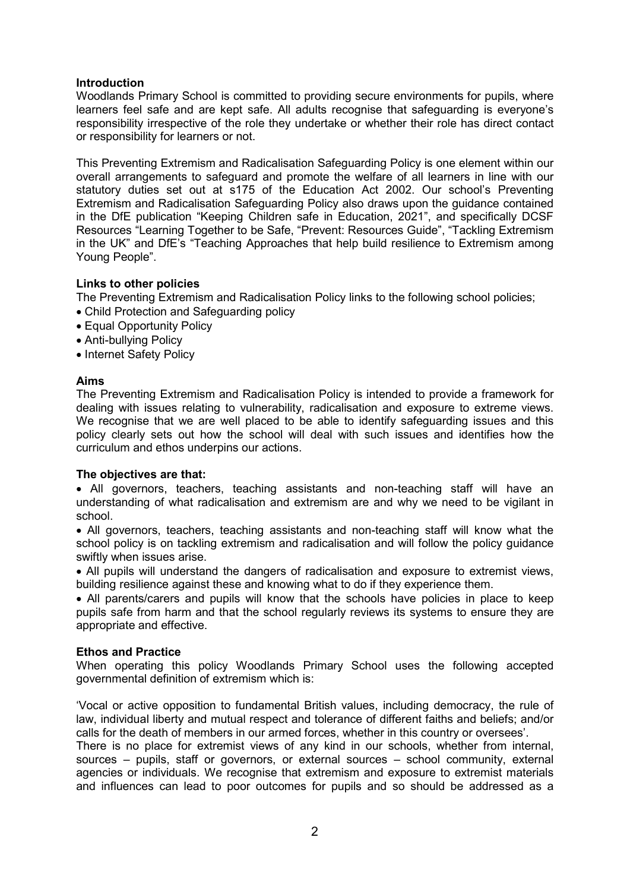**Introduction**

Woodlands Primary School is committed to providing secure environments for pupils, where learners feel safe and are kept safe. All adults recognise that safeguarding is everyone's responsibility irrespective of the role they undertake or whether their role has direct contact or responsibility for learners or not.

This Preventing Extremism and Radicalisation Safeguarding Policy is one element within our overall arrangements to safeguard and promote the welfare of all learners in line with our statutory duties set out at s175 of the Education Act 2002. Our school's Preventing Extremism and Radicalisation Safeguarding Policy also draws upon the guidance contained in the DfE publication "Keeping Children safe in Education, 2021", and specifically DCSF Resources "Learning Together to be Safe, "Prevent: Resources Guide", "Tackling Extremism in the UK" and DfE's "Teaching Approaches that help build resilience to Extremism among Young People".

**Links to other policies**

The Preventing Extremism and Radicalisation Policy links to the following school policies;

- Child Protection and Safeguarding policy
- Equal Opportunity Policy
- Anti-bullying Policy
- Internet Safety Policy

**Aims**

The Preventing Extremism and Radicalisation Policy is intended to provide a framework for dealing with issues relating to vulnerability, radicalisation and exposure to extreme views. We recognise that we are well placed to be able to identify safeguarding issues and this policy clearly sets out how the school will deal with such issues and identifies how the curriculum and ethos underpins our actions.

**The objectives are that:**

- All governors, teachers, teaching assistants and non-teaching staff will have an understanding of what radicalisation and extremism are and why we need to be vigilant in school.
- All governors, teachers, teaching assistants and non-teaching staff will know what the school policy is on tackling extremism and radicalisation and will follow the policy guidance swiftly when issues arise.
- All pupils will understand the dangers of radicalisation and exposure to extremist views, building resilience against these and knowing what to do if they experience them.
- All parents/carers and pupils will know that the schools have policies in place to keep pupils safe from harm and that the school regularly reviews its systems to ensure they are appropriate and effective.

**Ethos and Practice**

When operating this policy Woodlands Primary School uses the following accepted governmental definition of extremism which is:

'Vocal or active opposition to fundamental British values, including democracy, the rule of law, individual liberty and mutual respect and tolerance of different faiths and beliefs; and/or calls for the death of members in our armed forces, whether in this country or oversees'.

There is no place for extremist views of any kind in our schools, whether from internal, sources – pupils, staff or governors, or external sources – school community, external agencies or individuals. We recognise that extremism and exposure to extremist materials and influences can lead to poor outcomes for pupils and so should be addressed as a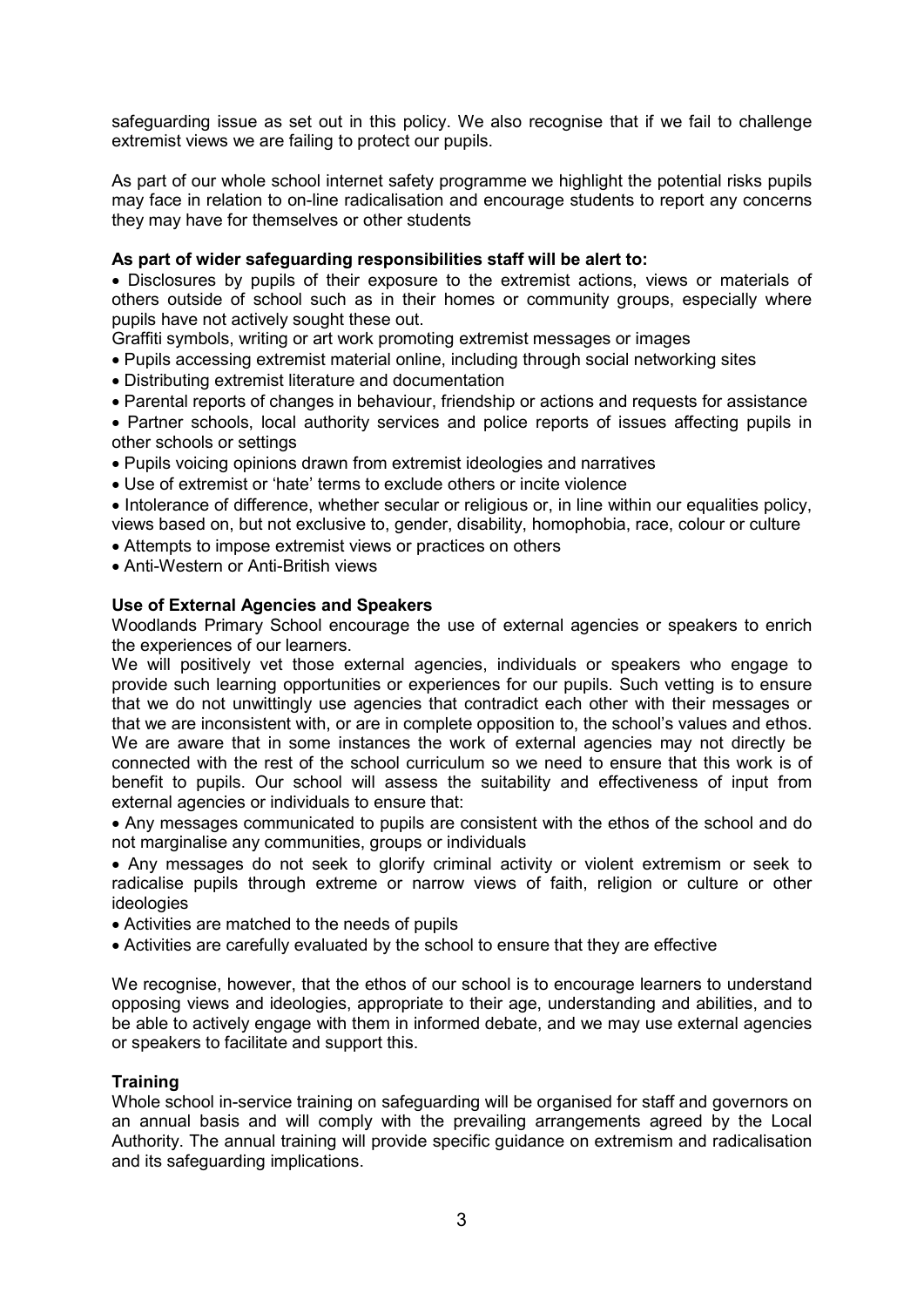safeguarding issue as set out in this policy. We also recognise that if we fail to challenge extremist views we are failing to protect our pupils.

As part of our whole school internet safety programme we highlight the potential risks pupils may face in relation to on-line radicalisation and encourage students to report any concerns they may have for themselves or other students

**As part of wider safeguarding responsibilities staff will be alert to:**

- Disclosures by pupils of their exposure to the extremist actions, views or materials of others outside of school such as in their homes or community groups, especially where pupils have not actively sought these out.

Graffiti symbols, writing or art work promoting extremist messages or images

- Pupils accessing extremist material online, including through social networking sites
- Distributing extremist literature and documentation
- Parental reports of changes in behaviour, friendship or actions and requests for assistance
- Partner schools, local authority services and police reports of issues affecting pupils in other schools or settings
- Pupils voicing opinions drawn from extremist ideologies and narratives
- Use of extremist or 'hate' terms to exclude others or incite violence
- Intolerance of difference, whether secular or religious or, in line within our equalities policy, views based on, but not exclusive to, gender, disability, homophobia, race, colour or culture
- Attempts to impose extremist views or practices on others
- Anti-Western or Anti-British views

**Use of External Agencies and Speakers**

Woodlands Primary School encourage the use of external agencies or speakers to enrich the experiences of our learners.

We will positively vet those external agencies, individuals or speakers who engage to provide such learning opportunities or experiences for our pupils. Such vetting is to ensure that we do not unwittingly use agencies that contradict each other with their messages or that we are inconsistent with, or are in complete opposition to, the school's values and ethos. We are aware that in some instances the work of external agencies may not directly be connected with the rest of the school curriculum so we need to ensure that this work is of benefit to pupils. Our school will assess the suitability and effectiveness of input from external agencies or individuals to ensure that:

- Any messages communicated to pupils are consistent with the ethos of the school and do not marginalise any communities, groups or individuals
- Any messages do not seek to glorify criminal activity or violent extremism or seek to radicalise pupils through extreme or narrow views of faith, religion or culture or other ideologies
- Activities are matched to the needs of pupils
- Activities are carefully evaluated by the school to ensure that they are effective

We recognise, however, that the ethos of our school is to encourage learners to understand opposing views and ideologies, appropriate to their age, understanding and abilities, and to be able to actively engage with them in informed debate, and we may use external agencies or speakers to facilitate and support this.

**Training**

Whole school in-service training on safeguarding will be organised for staff and governors on an annual basis and will comply with the prevailing arrangements agreed by the Local Authority. The annual training will provide specific guidance on extremism and radicalisation and its safeguarding implications.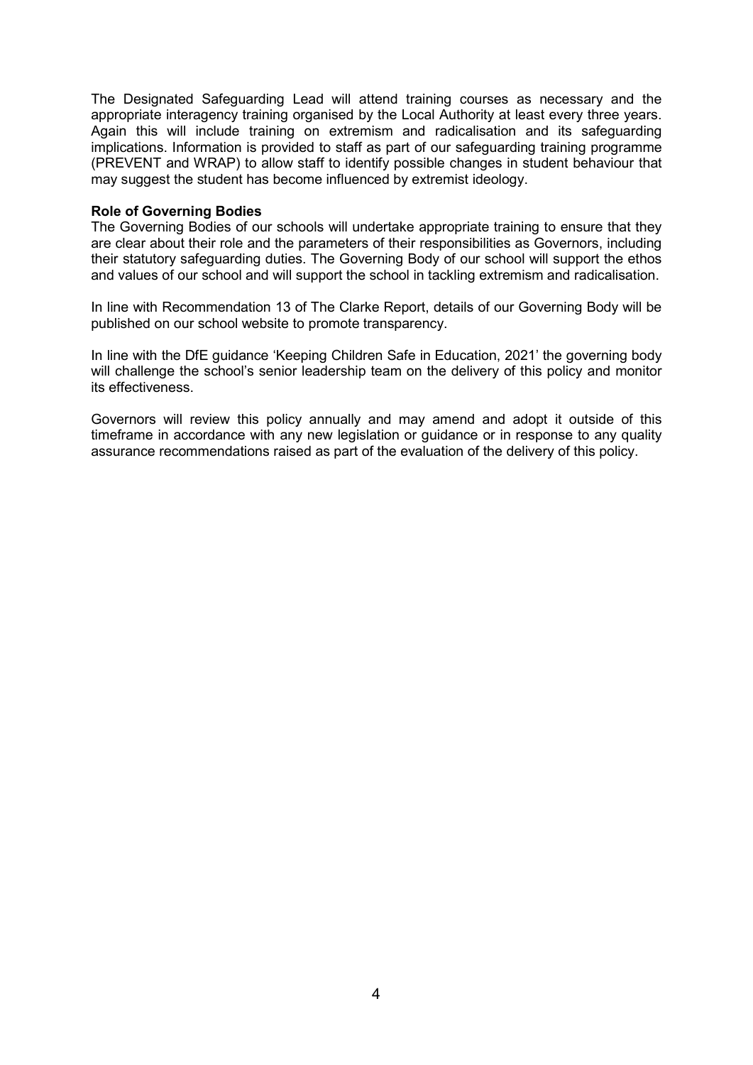The Designated Safeguarding Lead will attend training courses as necessary and the appropriate interagency training organised by the Local Authority at least every three years. Again this will include training on extremism and radicalisation and its safeguarding implications. Information is provided to staff as part of our safeguarding training programme (PREVENT and WRAP) to allow staff to identify possible changes in student behaviour that may suggest the student has become influenced by extremist ideology.

**Role of Governing Bodies**

The Governing Bodies of our schools will undertake appropriate training to ensure that they are clear about their role and the parameters of their responsibilities as Governors, including their statutory safeguarding duties. The Governing Body of our school will support the ethos and values of our school and will support the school in tackling extremism and radicalisation.

In line with Recommendation 13 of The Clarke Report, details of our Governing Body will be published on our school website to promote transparency.

In line with the DfE guidance 'Keeping Children Safe in Education, 2021' the governing body will challenge the school's senior leadership team on the delivery of this policy and monitor its effectiveness.

Governors will review this policy annually and may amend and adopt it outside of this timeframe in accordance with any new legislation or guidance or in response to any quality assurance recommendations raised as part of the evaluation of the delivery of this policy.